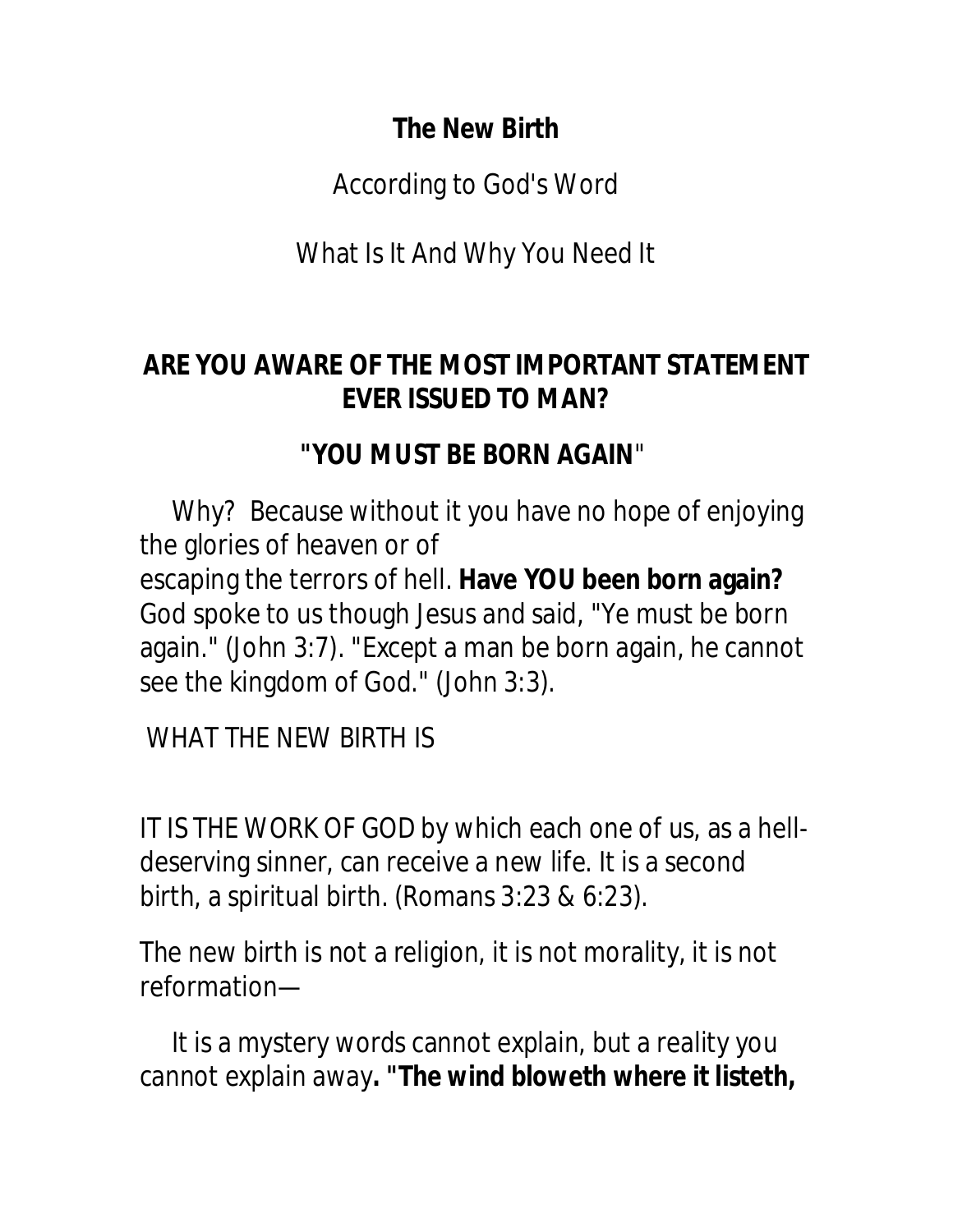# The New Birth

According to God's Word

What Is It And Why You Need It

## ARE YOU AWARE OF THE MOST IMPORTANT STATEMENT EVER ISSUED TO MAN?

## "YOU MUST BE BORN AGAIN"

Why? Because without it you have no hope of enjoying the glories of heaven or of escaping the terrors of hell. **Have YOU been born again?** God spoke to us though Jesus and said, "Ye must be born again." (John 3:7). "Except a man be born again, he cannot see the kingdom of God." (John 3:3).

WHAT THE NEW BIRTH IS

IT IS THE WORK OF GOD by which each one of us, as a hell-deserving sinner, can receive a new life. It is a second birth, a spiritual birth. (Romans 3:23 & 6:23).

The new birth is not a religion, it is not morality, it is not reformation—

It is a mystery words cannot explain, but a reality you cannot explain away**. "The wind bloweth where it listeth,**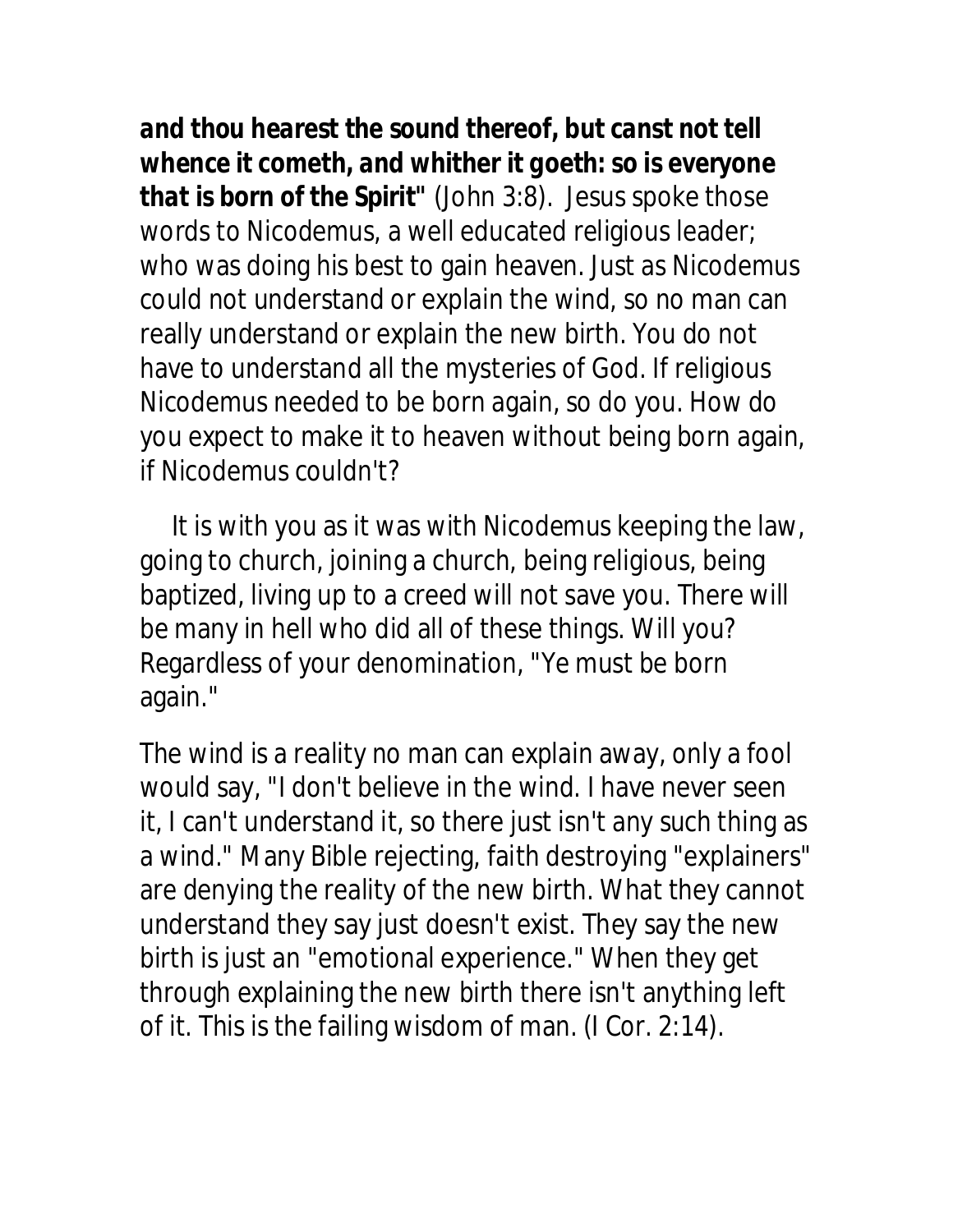***and thou hearest the sound thereof, but canst not tell whence it cometh, and whither it goeth: so is everyone that is born of the Spirit*"** (John 3:8). Jesus spoke those words to Nicodemus, a well educated religious leader; who was doing his best to gain heaven. Just as Nicodemus could not understand or explain the wind, so no man can really understand or explain the new birth. You do not have to understand all the mysteries of God. If religious Nicodemus needed to be born again, so do you. How do you expect to make it to heaven without being born again, if Nicodemus couldn't?

It is with you as it was with Nicodemus keeping the law, going to church, joining a church, being religious, being baptized, living up to a creed will not save you. There will be many in hell who did all of these things. Will you? Regardless of your denomination, "Ye must be born again."

The wind is a reality no man can explain away, only a fool would say, "I don't believe in the wind. I have never seen it, I can't understand it, so there just isn't any such thing as a wind." Many Bible rejecting, faith destroying "explainers" are denying the reality of the new birth. What they cannot understand they say just doesn't exist. They say the new birth is just an "emotional experience." When they get through explaining the new birth there isn't anything left of it. This is the failing wisdom of man. (I Cor. 2:14).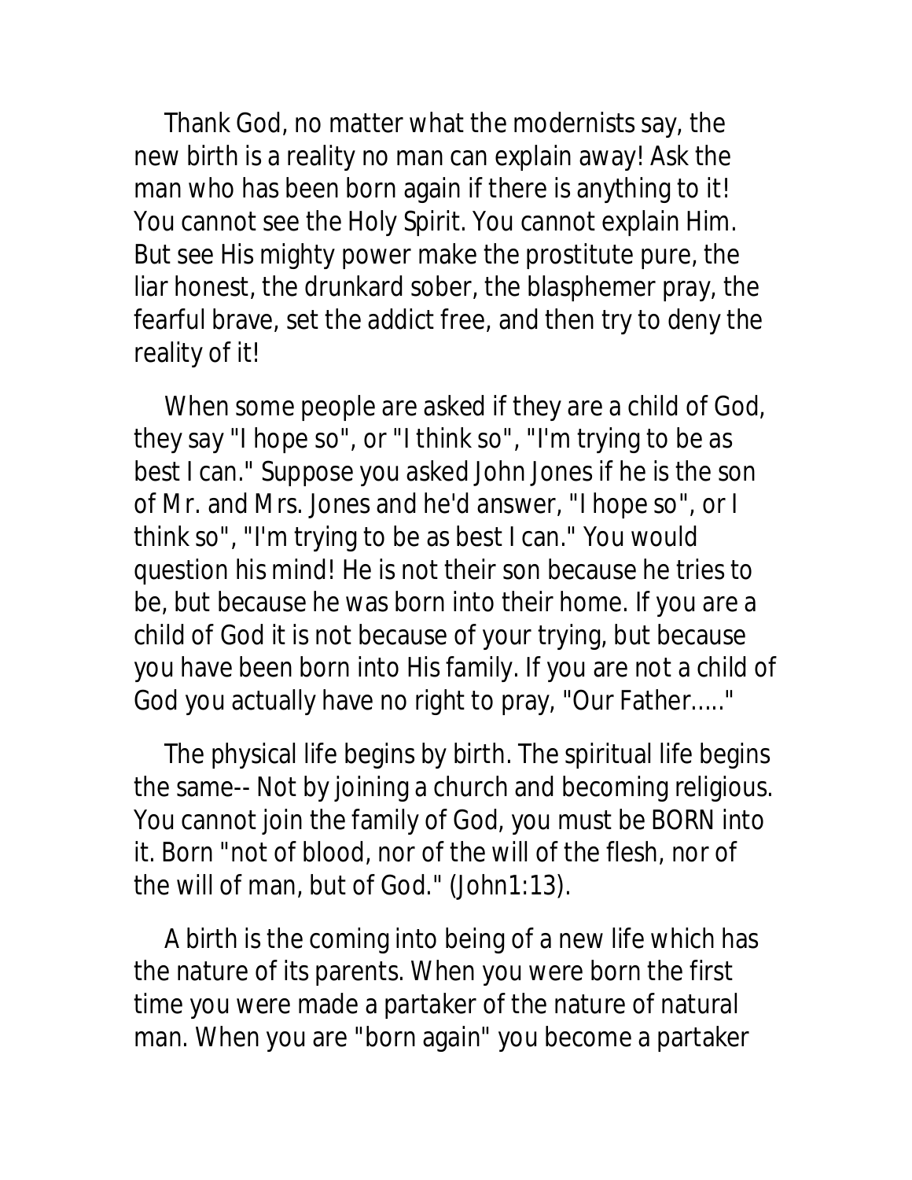Thank God, no matter what the modernists say, the new birth is a reality no man can explain away! Ask the man who has been born again if there is anything to it! You cannot see the Holy Spirit. You cannot explain Him. But see His mighty power make the prostitute pure, the liar honest, the drunkard sober, the blasphemer pray, the fearful brave, set the addict free, and then try to deny the reality of it!

When some people are asked if they are a child of God, they say "I hope so", or "I think so", "I'm trying to be as best I can." Suppose you asked John Jones if he is the son of Mr. and Mrs. Jones and he'd answer, "I hope so", or I think so", "I'm trying to be as best I can." You would question his mind! He is not their son because he tries to be, but because he was born into their home. If you are a child of God it is not because of your trying, but because you have been born into His family. If you are not a child of God you actually have no right to pray, "Our Father....."

The physical life begins by birth. The spiritual life begins the same-- Not by joining a church and becoming religious. You cannot join the family of God, you must be BORN into it. Born "not of blood, nor of the will of the flesh, nor of the will of man, but of God." (John1:13).

A birth is the coming into being of a new life which has the nature of its parents. When you were born the first time you were made a partaker of the nature of natural man. When you are "born again" you become a partaker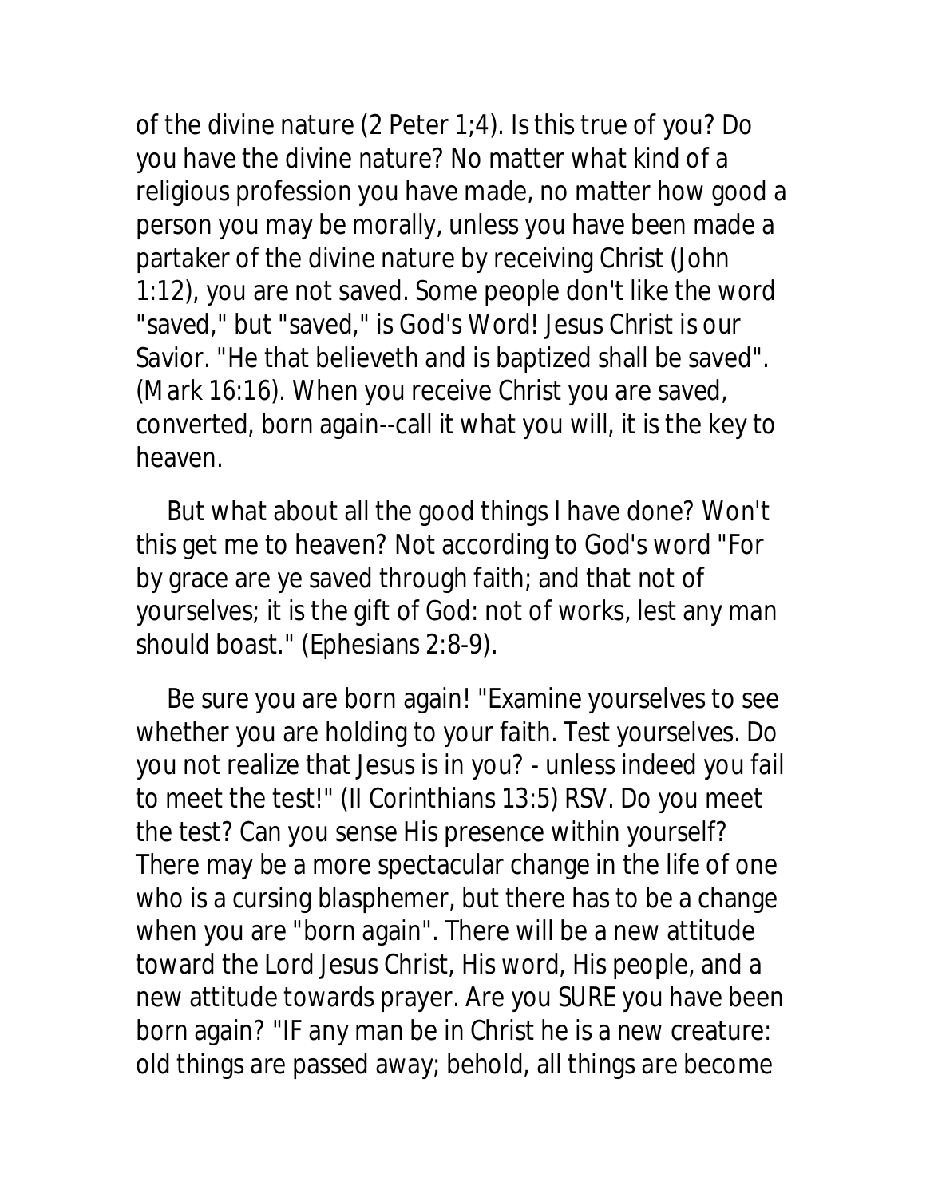of the divine nature (2 Peter 1;4). Is this true of you? Do you have the divine nature? No matter what kind of a religious profession you have made, no matter how good a person you may be morally, unless you have been made a partaker of the divine nature by receiving Christ (John 1:12), you are not saved. Some people don't like the word "saved," but "saved," is God's Word! Jesus Christ is our Savior. "He that believeth and is baptized shall be saved". (Mark 16:16). When you receive Christ you are saved, converted, born again--call it what you will, it is the key to heaven.

But what about all the good things I have done? Won't this get me to heaven? Not according to God's word "For by grace are ye saved through faith; and that not of yourselves; it is the gift of God: not of works, lest any man should boast." (Ephesians 2:8-9).

Be sure you are born again! "Examine yourselves to see whether you are holding to your faith. Test yourselves. Do you not realize that Jesus is in you? - unless indeed you fail to meet the test!" (II Corinthians 13:5) RSV. Do you meet the test? Can you sense His presence within yourself? There may be a more spectacular change in the life of one who is a cursing blasphemer, but there has to be a change when you are "born again". There will be a new attitude toward the Lord Jesus Christ, His word, His people, and a new attitude towards prayer. Are you SURE you have been born again? "IF any man be in Christ he is a new creature: old things are passed away; behold, all things are become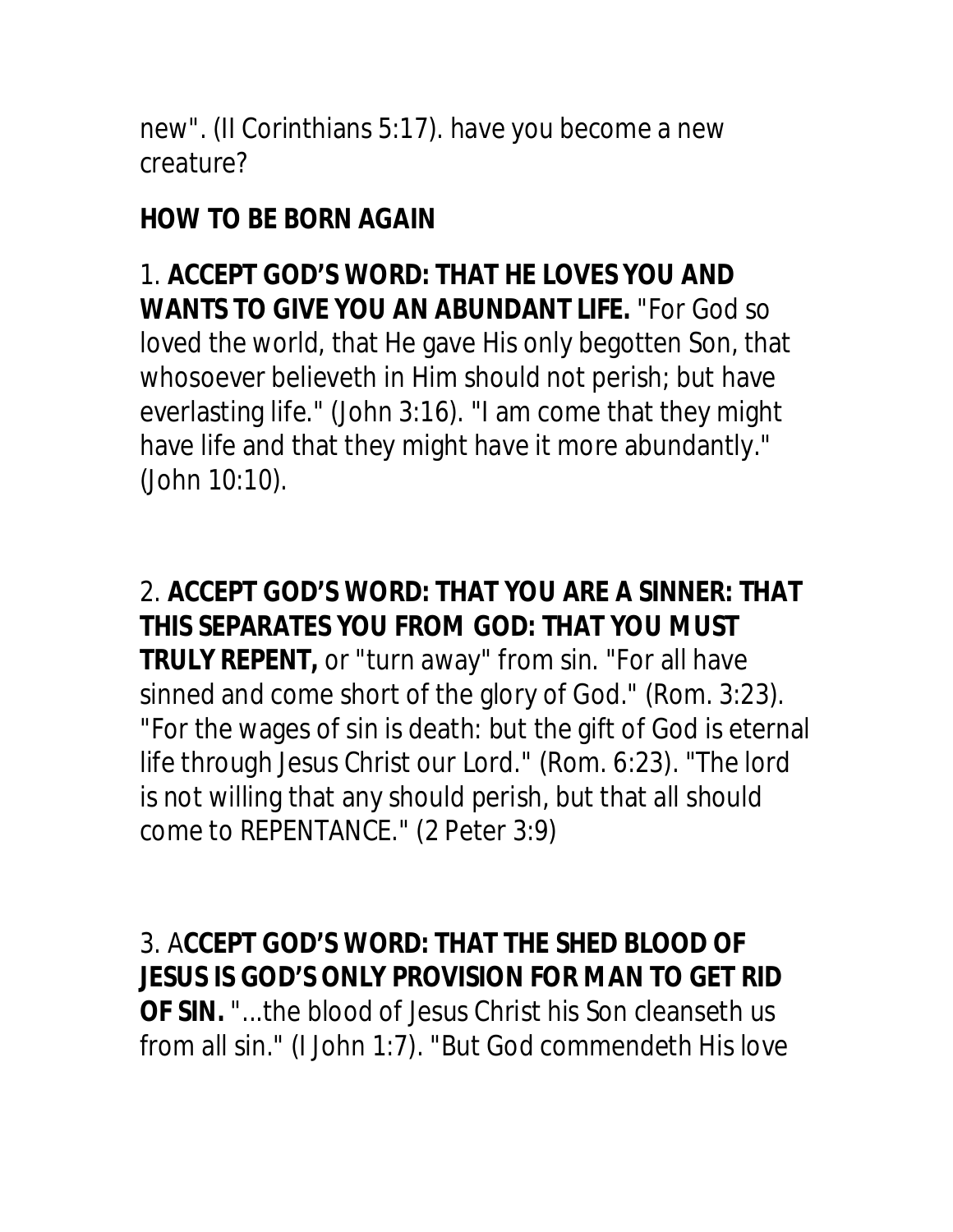new". (II Corinthians 5:17). have you become a new creature?

**HOW TO BE BORN AGAIN**

1. **ACCEPT GOD'S WORD: THAT HE LOVES YOU AND WANTS TO GIVE YOU AN ABUNDANT LIFE.** "For God so loved the world, that He gave His only begotten Son, that whosoever believeth in Him should not perish; but have everlasting life." (John 3:16). "I am come that they might have life and that they might have it more abundantly." (John 10:10).

2. **ACCEPT GOD'S WORD: THAT YOU ARE A SINNER: THAT THIS SEPARATES YOU FROM GOD: THAT YOU MUST TRULY REPENT,** or "turn away" from sin. "For all have sinned and come short of the glory of God." (Rom. 3:23). "For the wages of sin is death: but the gift of God is eternal life through Jesus Christ our Lord." (Rom. 6:23). "The lord is not willing that any should perish, but that all should come to REPENTANCE." (2 Peter 3:9)

3. A**CCEPT GOD'S WORD: THAT THE SHED BLOOD OF JESUS IS GOD'S ONLY PROVISION FOR MAN TO GET RID OF SIN.** "...the blood of Jesus Christ his Son cleanseth us from all sin." (I John 1:7). "But God commendeth His love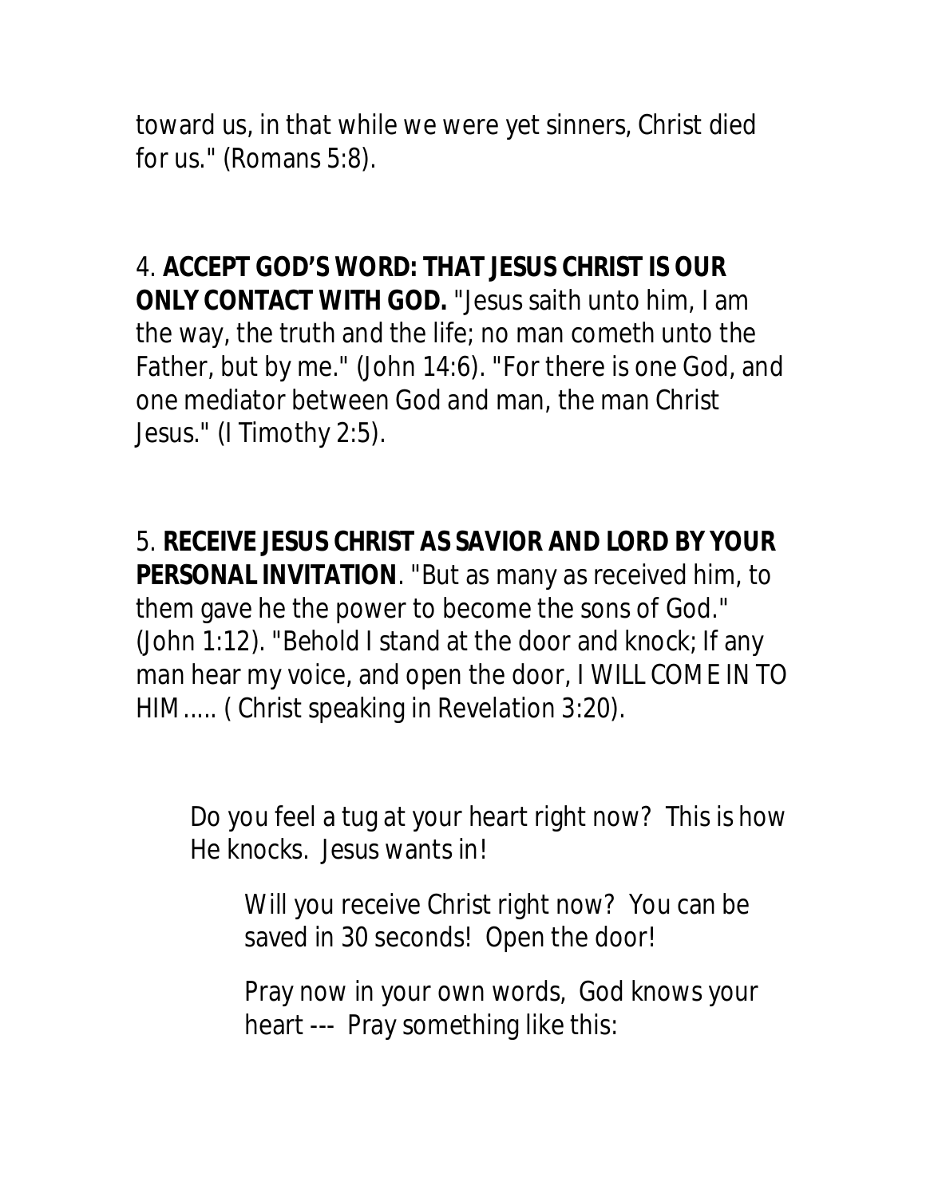toward us, in that while we were yet sinners, Christ died for us." (Romans 5:8).

4. **ACCEPT GOD'S WORD: THAT JESUS CHRIST IS OUR ONLY CONTACT WITH GOD.** "Jesus saith unto him, I am the way, the truth and the life; no man cometh unto the Father, but by me." (John 14:6). "For there is one God, and one mediator between God and man, the man Christ Jesus." (I Timothy 2:5).

5. **RECEIVE JESUS CHRIST AS SAVIOR AND LORD BY YOUR PERSONAL INVITATION**. "But as many as received him, to them gave he the power to become the sons of God." (John 1:12). "Behold I stand at the door and knock; If any man hear my voice, and open the door, I WILL COME IN TO HIM..... ( Christ speaking in Revelation 3:20).

Do you feel a tug at your heart right now? This is how He knocks. Jesus wants in!

Will you receive Christ right now? You can be saved in 30 seconds! Open the door!

Pray now in your own words, God knows your heart --- Pray something like this: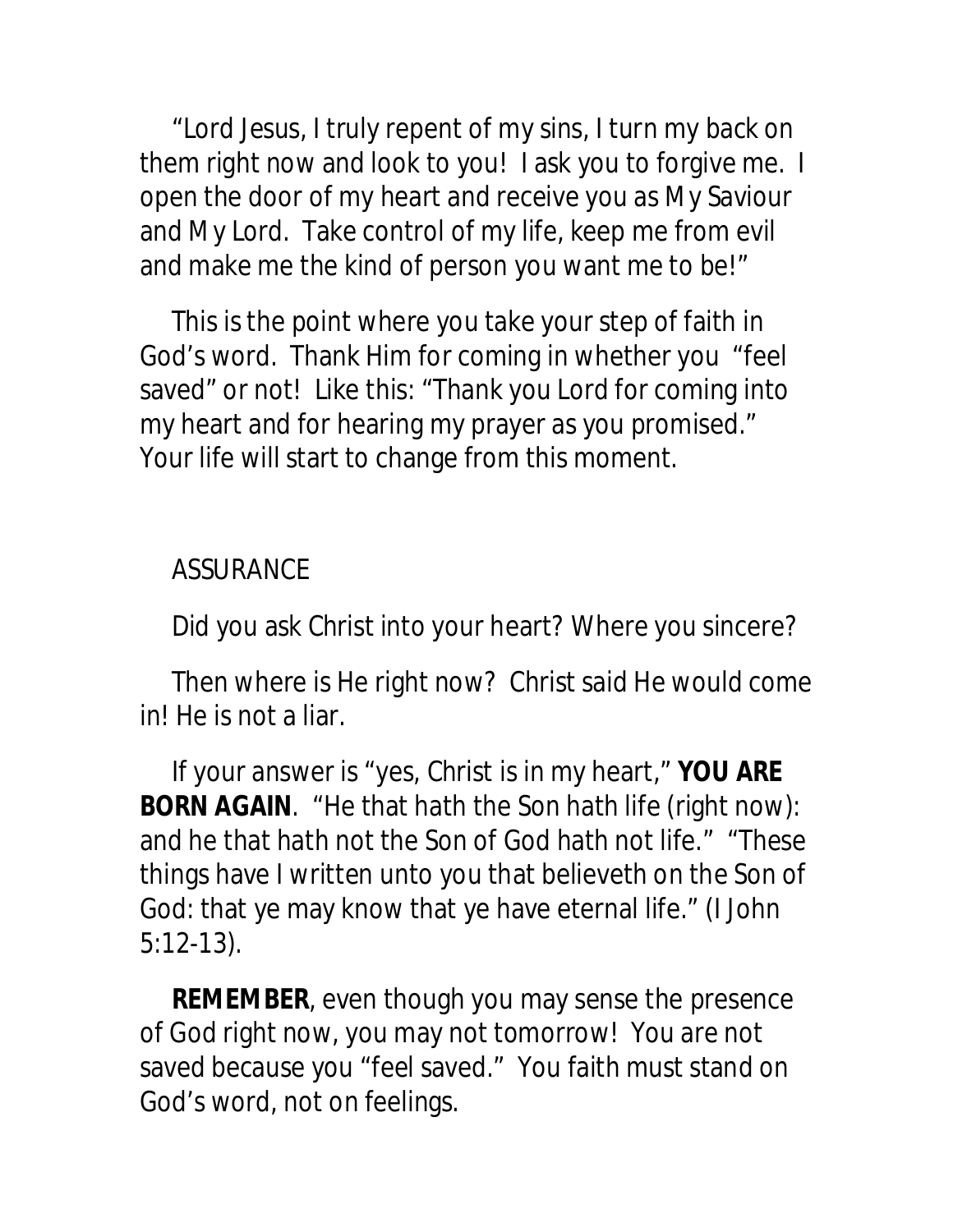"Lord Jesus, I truly repent of my sins, I turn my back on them right now and look to you! I ask you to forgive me. I open the door of my heart and receive you as My Saviour and My Lord. Take control of my life, keep me from evil and make me the kind of person you want me to be!"

This is the point where you take your step of faith in God's word. Thank Him for coming in whether you "feel saved" or not! Like this: "Thank you Lord for coming into my heart and for hearing my prayer as you promised." Your life will start to change from this moment.

## ASSURANCE

Did you ask Christ into your heart? Where you sincere?

Then where is He right now? Christ said He would come in! He is not a liar.

If your answer is "yes, Christ is in my heart," **YOU ARE BORN AGAIN**. "He that hath the Son hath life (right now): and he that hath not the Son of God hath not life." "These things have I written unto you that believeth on the Son of God: that ye may know that ye have eternal life." (I John 5:12-13).

**REMEMBER**, even though you may sense the presence of God right now, you may not tomorrow! You are not saved because you "feel saved." You faith must stand on God's word, not on feelings.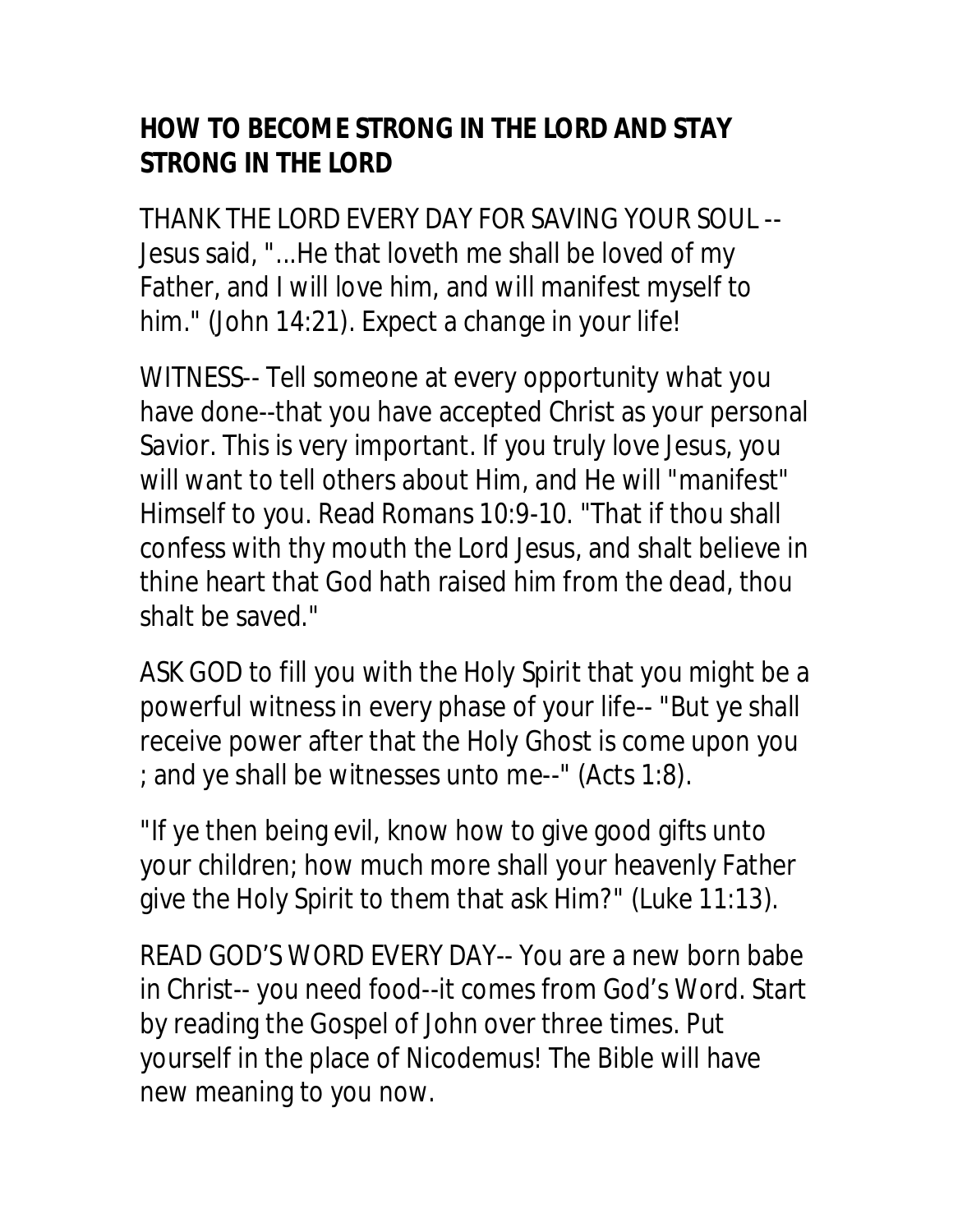## HOW TO BECOME STRONG IN THE LORD AND STAY STRONG IN THE LORD

THANK THE LORD EVERY DAY FOR SAVING YOUR SOUL -- Jesus said, "...He that loveth me shall be loved of my Father, and I will love him, and will manifest myself to him." (John 14:21). Expect a change in your life!

WITNESS-- Tell someone at every opportunity what you have done--that you have accepted Christ as your personal Savior. This is very important. If you truly love Jesus, you will want to tell others about Him, and He will "manifest" Himself to you. Read Romans 10:9-10. "That if thou shall confess with thy mouth the Lord Jesus, and shalt believe in thine heart that God hath raised him from the dead, thou shalt be saved."

ASK GOD to fill you with the Holy Spirit that you might be a powerful witness in every phase of your life-- "But ye shall receive power after that the Holy Ghost is come upon you ; and ye shall be witnesses unto me--" (Acts 1:8).

"If ye then being evil, know how to give good gifts unto your children; how much more shall your heavenly Father give the Holy Spirit to them that ask Him?" (Luke 11:13).

READ GOD'S WORD EVERY DAY-- You are a new born babe in Christ-- you need food--it comes from God's Word. Start by reading the Gospel of John over three times. Put yourself in the place of Nicodemus! The Bible will have new meaning to you now.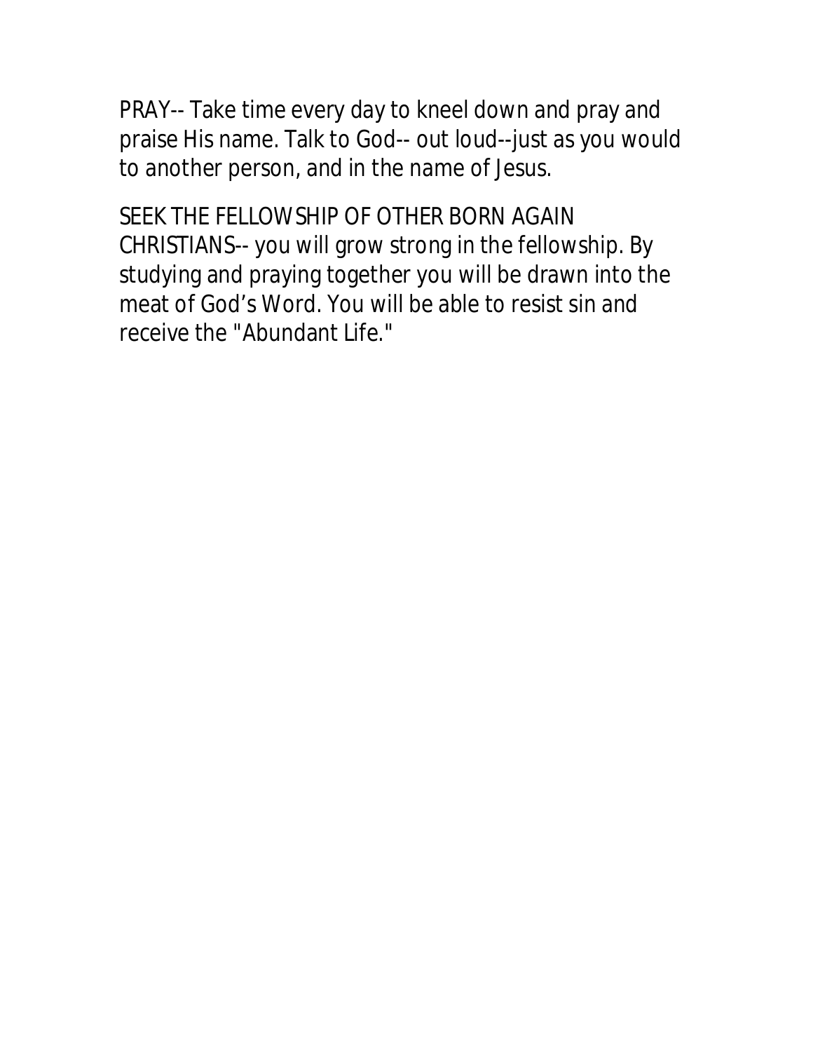PRAY-- Take time every day to kneel down and pray and praise His name. Talk to God-- out loud--just as you would to another person, and in the name of Jesus.

SEEK THE FELLOWSHIP OF OTHER BORN AGAIN CHRISTIANS-- you will grow strong in the fellowship. By studying and praying together you will be drawn into the meat of God's Word. You will be able to resist sin and receive the "Abundant Life."